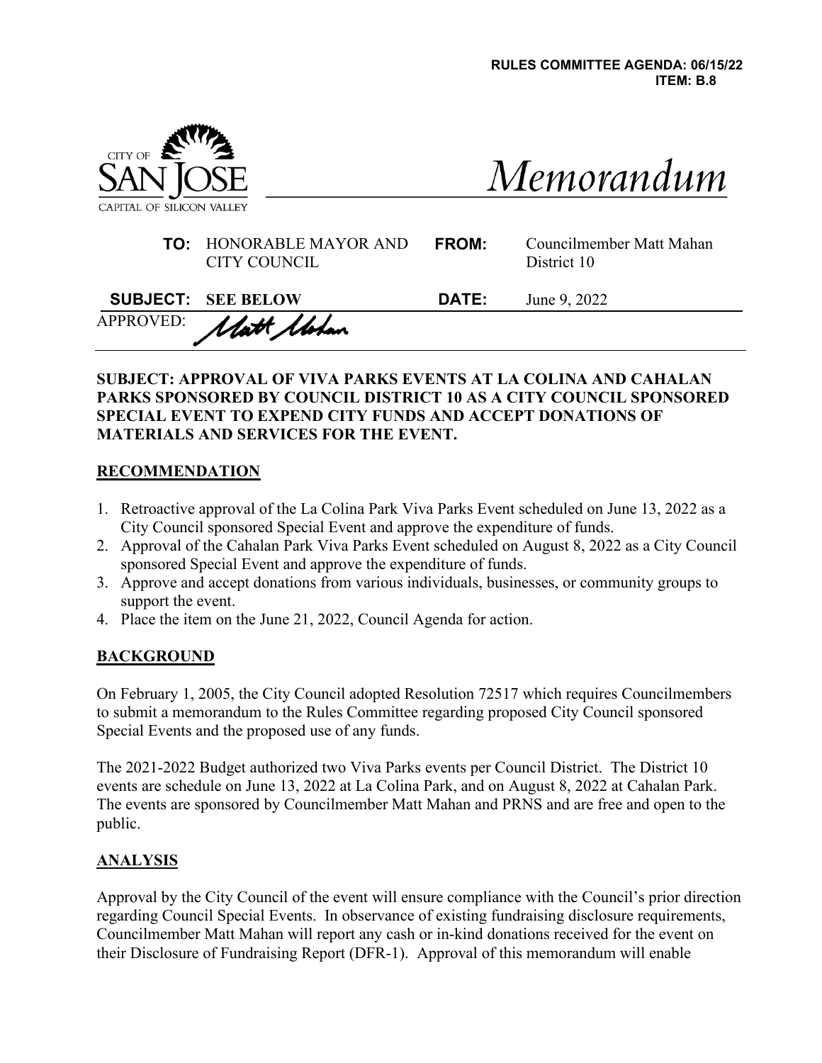**RULES COMMITTEE AGENDA: 06/15/22**
**ITEM: B.8**

CITY OF SAN JOSE
CAPITAL OF SILICON VALLEY

# *Memorandum*

| | | | |
|---|---|---|---|
| **TO:** | HONORABLE MAYOR AND CITY COUNCIL | **FROM:** | Councilmember Matt Mahan District 10 |
| **SUBJECT:** | **SEE BELOW** | **DATE:** | June 9, 2022 |

APPROVED: Matt Mahan

**SUBJECT: APPROVAL OF VIVA PARKS EVENTS AT LA COLINA AND CAHALAN PARKS SPONSORED BY COUNCIL DISTRICT 10 AS A CITY COUNCIL SPONSORED SPECIAL EVENT TO EXPEND CITY FUNDS AND ACCEPT DONATIONS OF MATERIALS AND SERVICES FOR THE EVENT.**

## RECOMMENDATION

1. Retroactive approval of the La Colina Park Viva Parks Event scheduled on June 13, 2022 as a City Council sponsored Special Event and approve the expenditure of funds.
2. Approval of the Cahalan Park Viva Parks Event scheduled on August 8, 2022 as a City Council sponsored Special Event and approve the expenditure of funds.
3. Approve and accept donations from various individuals, businesses, or community groups to support the event.
4. Place the item on the June 21, 2022, Council Agenda for action.

## BACKGROUND

On February 1, 2005, the City Council adopted Resolution 72517 which requires Councilmembers to submit a memorandum to the Rules Committee regarding proposed City Council sponsored Special Events and the proposed use of any funds.

The 2021-2022 Budget authorized two Viva Parks events per Council District. The District 10 events are schedule on June 13, 2022 at La Colina Park, and on August 8, 2022 at Cahalan Park. The events are sponsored by Councilmember Matt Mahan and PRNS and are free and open to the public.

## ANALYSIS

Approval by the City Council of the event will ensure compliance with the Council's prior direction regarding Council Special Events. In observance of existing fundraising disclosure requirements, Councilmember Matt Mahan will report any cash or in-kind donations received for the event on their Disclosure of Fundraising Report (DFR-1). Approval of this memorandum will enable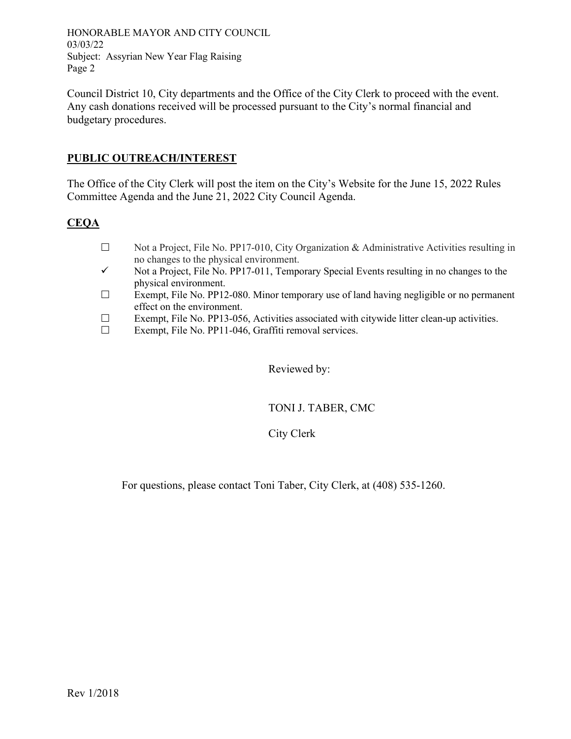Council District 10, City departments and the Office of the City Clerk to proceed with the event. Any cash donations received will be processed pursuant to the City's normal financial and budgetary procedures.

## PUBLIC OUTREACH/INTEREST

The Office of the City Clerk will post the item on the City's Website for the June 15, 2022 Rules Committee Agenda and the June 21, 2022 City Council Agenda.

## CEQA

- ☐ Not a Project, File No. PP17-010, City Organization & Administrative Activities resulting in no changes to the physical environment.
- ✓ Not a Project, File No. PP17-011, Temporary Special Events resulting in no changes to the physical environment.
- ☐ Exempt, File No. PP12-080. Minor temporary use of land having negligible or no permanent effect on the environment.
- ☐ Exempt, File No. PP13-056, Activities associated with citywide litter clean-up activities.
- ☐ Exempt, File No. PP11-046, Graffiti removal services.

Reviewed by:

TONI J. TABER, CMC

City Clerk

For questions, please contact Toni Taber, City Clerk, at (408) 535-1260.

Rev 1/2018